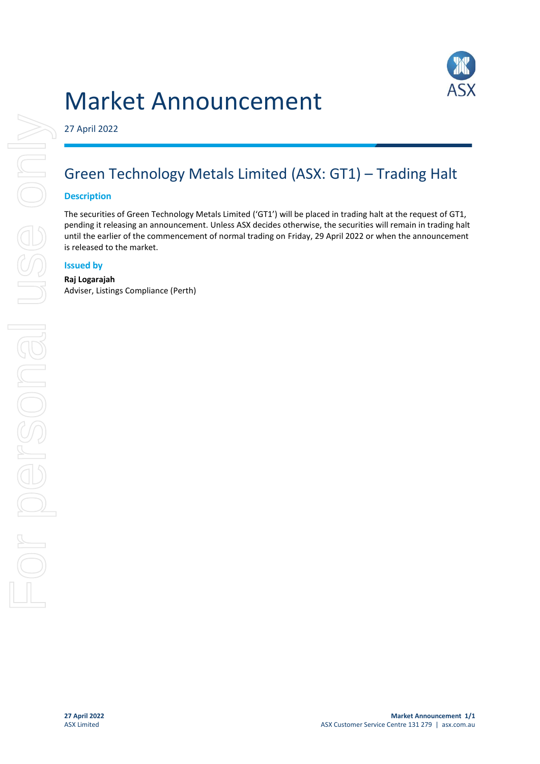# Market Announcement

27 April 2022

## Green Technology Metals Limited (ASX: GT1) – Trading Halt

### Description

The securities of Green Technology Metals Limited ('GT1') will be placed in trading halt at the request of GT1, pending it releasing an announcement. Unless ASX decides otherwise, the securities will remain in trading halt until the earlier of the commencement of normal trading on Friday, 29 April 2022 or when the announcement is released to the market.

### Issued by

**Raj Logarajah**
Adviser, Listings Compliance (Perth)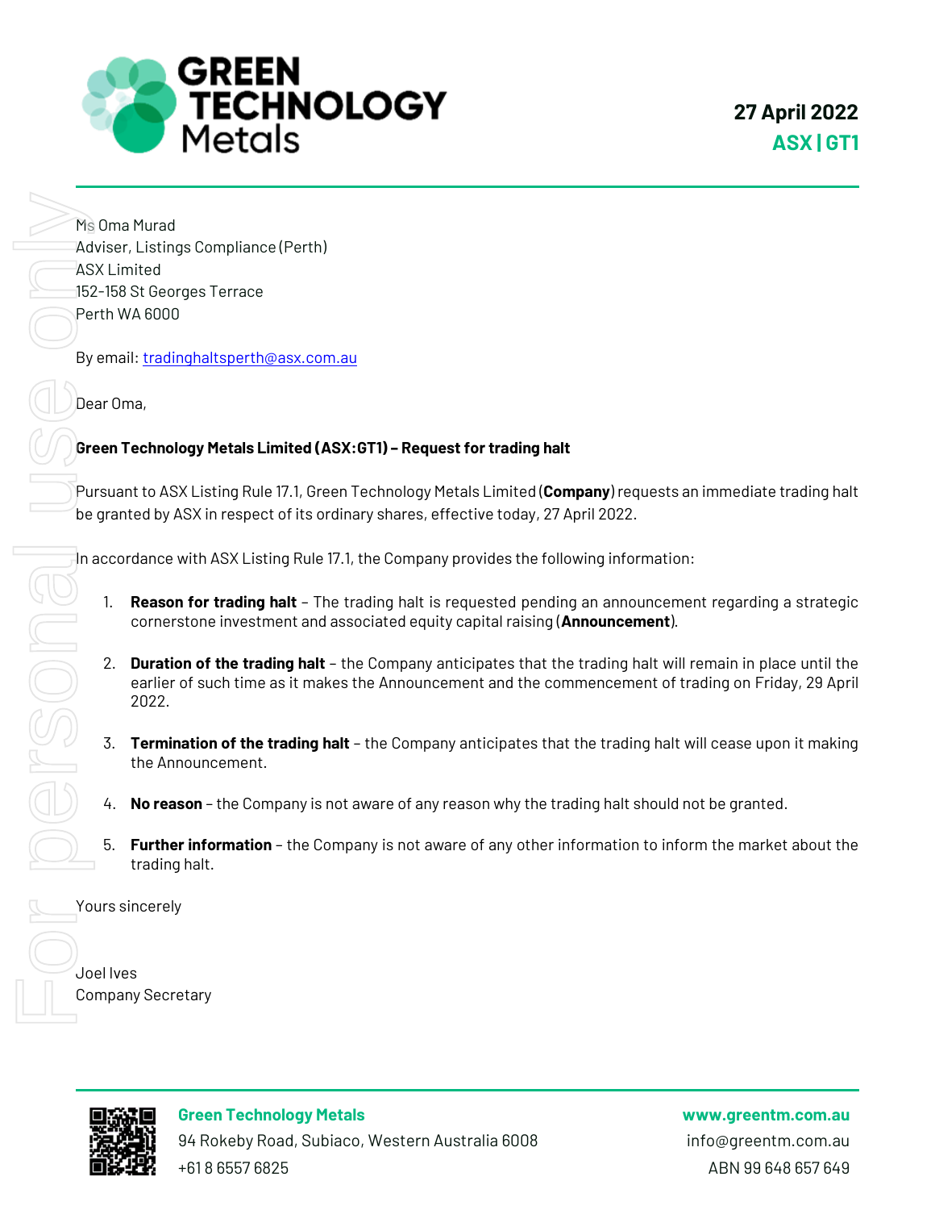**27 April 2022**
**ASX | GT1**

Ms Oma Murad
Adviser, Listings Compliance (Perth)
ASX Limited
152-158 St Georges Terrace
Perth WA 6000

By email: tradinghaltsperth@asx.com.au

Dear Oma,

**Green Technology Metals Limited (ASX:GT1) – Request for trading halt**

Pursuant to ASX Listing Rule 17.1, Green Technology Metals Limited (**Company**) requests an immediate trading halt be granted by ASX in respect of its ordinary shares, effective today, 27 April 2022.

In accordance with ASX Listing Rule 17.1, the Company provides the following information:

1. **Reason for trading halt** – The trading halt is requested pending an announcement regarding a strategic cornerstone investment and associated equity capital raising (**Announcement**).

2. **Duration of the trading halt** – the Company anticipates that the trading halt will remain in place until the earlier of such time as it makes the Announcement and the commencement of trading on Friday, 29 April 2022.

3. **Termination of the trading halt** – the Company anticipates that the trading halt will cease upon it making the Announcement.

4. **No reason** – the Company is not aware of any reason why the trading halt should not be granted.

5. **Further information** – the Company is not aware of any other information to inform the market about the trading halt.

Yours sincerely

Joel Ives
Company Secretary

**Green Technology Metals**
94 Rokeby Road, Subiaco, Western Australia 6008
+61 8 6557 6825

**www.greentm.com.au**
info@greentm.com.au
ABN 99 648 657 649